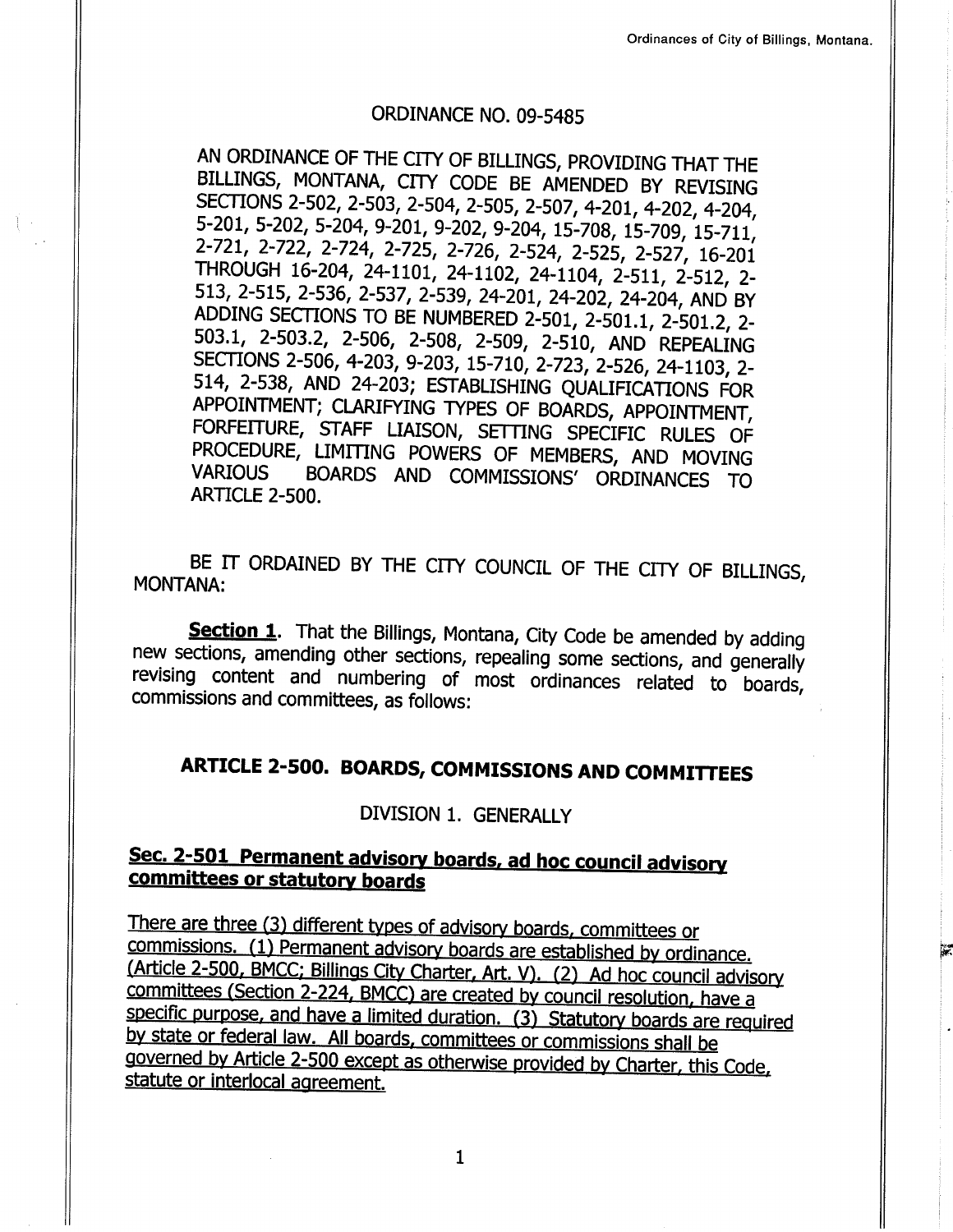ORDINANCE NO. 09-5485

AN ORDINANCE OF THE CITY OF BILLINGS, PROVIDING THAT THE BILLINGS, MONTANA, CITY CODE BE AMENDED BY REVISING SECTIONS 2-502, 2-503, 2-504, 2-505, 2-507, 4-201, 4-202, 4-204, 5-201, 5-202, 5-204, 9-201, 9-202, 9-204, 15-708, 15-709, 15-711, 2-721, 2-722, 2-724, 2-725, 2-726, 2-524, 2-525, 2-527, 16-201 THROUGH 16-204, 24-1101, 24-1102, 24-1104, 2-511, 2-512, 2-513, 2-515, 2-536, 2-537, 2-539, 24-201, 24-202, 24-204, AND BY ADDING SECTIONS TO BE NUMBERED 2-501, 2-501.1, 2-501.2, 2-503.1, 2-503.2, 2-506, 2-508, 2-509, 2-510, AND REPEALING SECTIONS 2-506, 4-203, 9-203, 15-710, 2-723, 2-526, 24-1103, 2-514, 2-538, AND 24-203; ESTABLISHING QUALIFICATIONS FOR APPOINTMENT; CLARIFYING TYPES OF BOARDS, APPOINTMENT, FORFEITURE, STAFF LIAISON, SETTING SPECIFIC RULES OF PROCEDURE, LIMITING POWERS OF MEMBERS, AND MOVING VARIOUS BOARDS AND COMMISSIONS' ORDINANCES TO ARTICLE 2-500.

BE IT ORDAINED BY THE CITY COUNCIL OF THE CITY OF BILLINGS, MONTANA:

**Section 1**. That the Billings, Montana, City Code be amended by adding new sections, amending other sections, repealing some sections, and generally revising content and numbering of most ordinances related to boards, commissions and committees, as follows:

# ARTICLE 2-500. BOARDS, COMMISSIONS AND COMMITTEES

## DIVISION 1. GENERALLY

### Sec. 2-501 Permanent advisory boards, ad hoc council advisory committees or statutory boards

There are three (3) different types of advisory boards, committees or commissions. (1) Permanent advisory boards are established by ordinance. (Article 2-500, BMCC; Billings City Charter, Art. V). (2) Ad hoc council advisory committees (Section 2-224, BMCC) are created by council resolution, have a specific purpose, and have a limited duration. (3) Statutory boards are required by state or federal law. All boards, committees or commissions shall be governed by Article 2-500 except as otherwise provided by Charter, this Code, statute or interlocal agreement.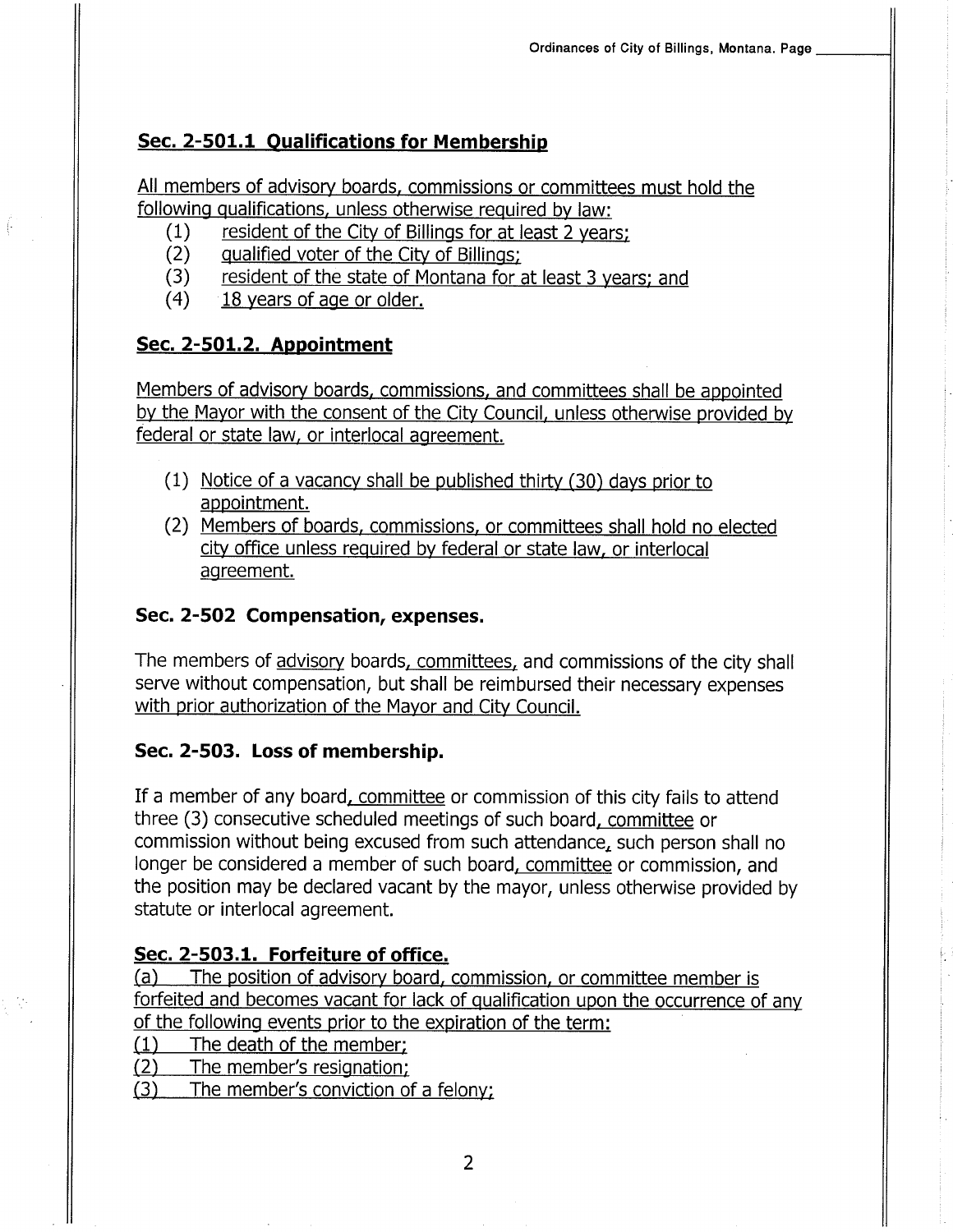**Sec. 2-501.1 Qualifications for Membership**

All members of advisory boards, commissions or committees must hold the following qualifications, unless otherwise required by law:

(1) resident of the City of Billings for at least 2 years;
(2) qualified voter of the City of Billings;
(3) resident of the state of Montana for at least 3 years; and
(4) 18 years of age or older.

**Sec. 2-501.2. Appointment**

Members of advisory boards, commissions, and committees shall be appointed by the Mayor with the consent of the City Council, unless otherwise provided by federal or state law, or interlocal agreement.

(1) Notice of a vacancy shall be published thirty (30) days prior to appointment.
(2) Members of boards, commissions, or committees shall hold no elected city office unless required by federal or state law, or interlocal agreement.

**Sec. 2-502 Compensation, expenses.**

The members of advisory boards, committees, and commissions of the city shall serve without compensation, but shall be reimbursed their necessary expenses with prior authorization of the Mayor and City Council.

**Sec. 2-503. Loss of membership.**

If a member of any board, committee or commission of this city fails to attend three (3) consecutive scheduled meetings of such board, committee or commission without being excused from such attendance, such person shall no longer be considered a member of such board, committee or commission, and the position may be declared vacant by the mayor, unless otherwise provided by statute or interlocal agreement.

**Sec. 2-503.1. Forfeiture of office.**

(a) The position of advisory board, commission, or committee member is forfeited and becomes vacant for lack of qualification upon the occurrence of any of the following events prior to the expiration of the term:

(1) The death of the member;
(2) The member's resignation;
(3) The member's conviction of a felony;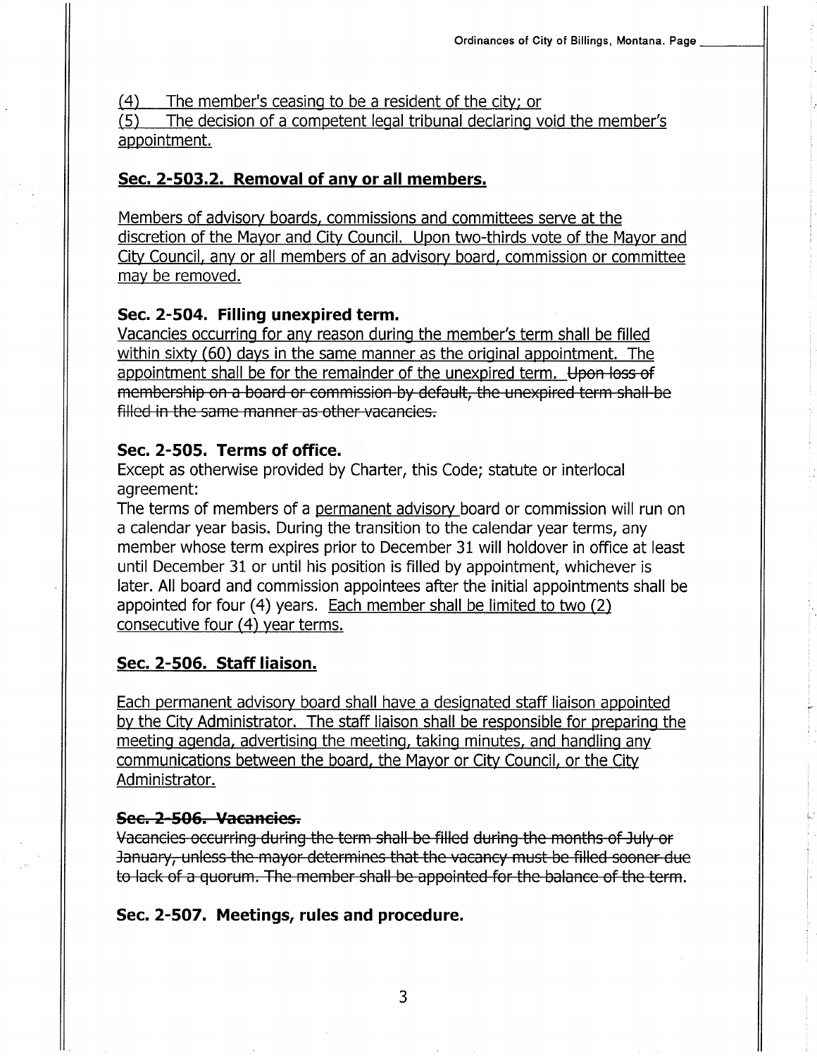(4) The member's ceasing to be a resident of the city; or
(5) The decision of a competent legal tribunal declaring void the member's appointment.

### Sec. 2-503.2. Removal of any or all members.

Members of advisory boards, commissions and committees serve at the discretion of the Mayor and City Council. Upon two-thirds vote of the Mayor and City Council, any or all members of an advisory board, commission or committee may be removed.

### Sec. 2-504. Filling unexpired term.

Vacancies occurring for any reason during the member's term shall be filled within sixty (60) days in the same manner as the original appointment. The appointment shall be for the remainder of the unexpired term. ~~Upon loss of membership on a board or commission by default, the unexpired term shall be filled in the same manner as other vacancies.~~

### Sec. 2-505. Terms of office.

Except as otherwise provided by Charter, this Code; statute or interlocal agreement:

The terms of members of a permanent advisory board or commission will run on a calendar year basis. During the transition to the calendar year terms, any member whose term expires prior to December 31 will holdover in office at least until December 31 or until his position is filled by appointment, whichever is later. All board and commission appointees after the initial appointments shall be appointed for four (4) years. Each member shall be limited to two (2) consecutive four (4) year terms.

### Sec. 2-506. Staff liaison.

Each permanent advisory board shall have a designated staff liaison appointed by the City Administrator. The staff liaison shall be responsible for preparing the meeting agenda, advertising the meeting, taking minutes, and handling any communications between the board, the Mayor or City Council, or the City Administrator.

### ~~Sec. 2-506. Vacancies.~~

~~Vacancies occurring during the term shall be filled during the months of July or January, unless the mayor determines that the vacancy must be filled sooner due to lack of a quorum. The member shall be appointed for the balance of the term.~~

### Sec. 2-507. Meetings, rules and procedure.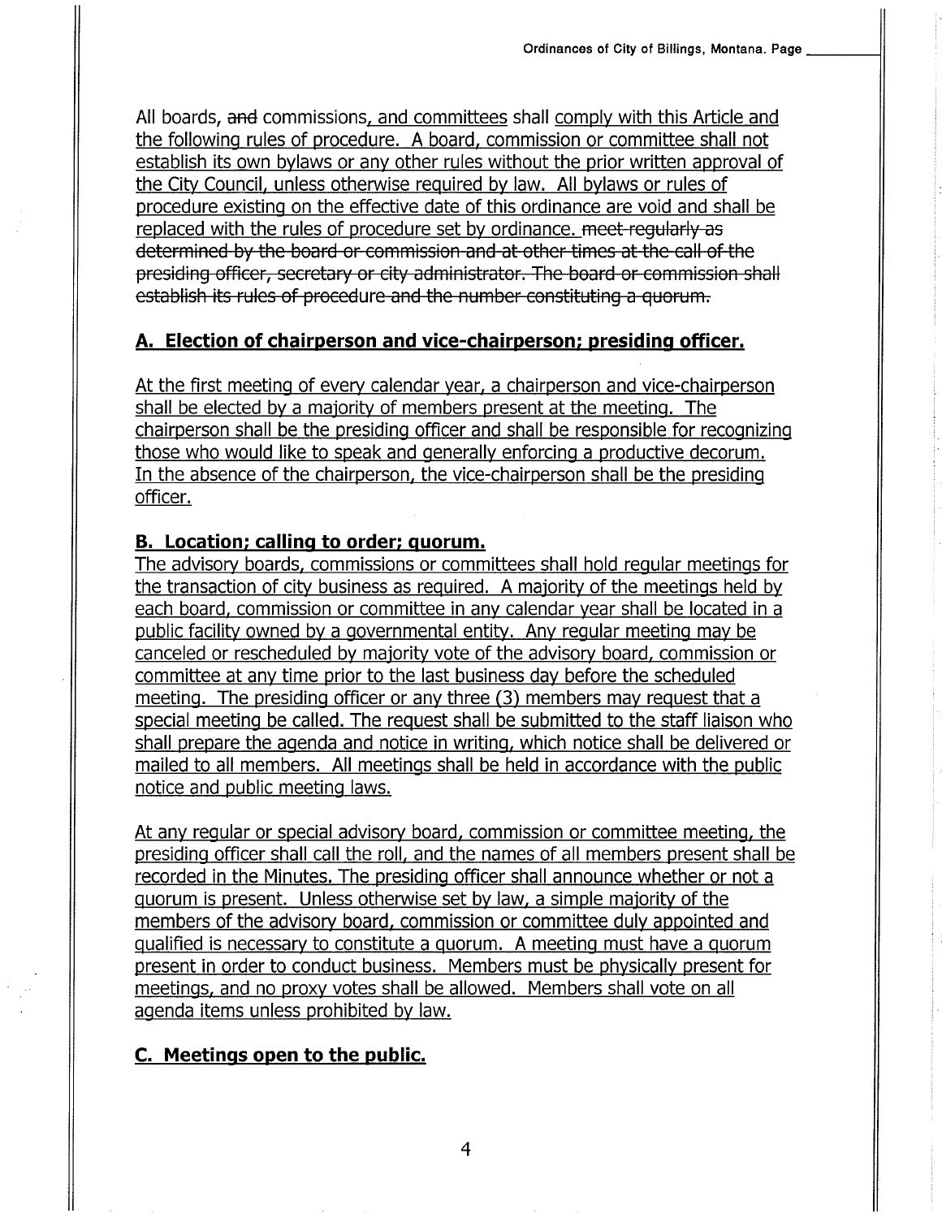All boards, ~~and~~ commissions, and committees shall comply with this Article and the following rules of procedure. A board, commission or committee shall not establish its own bylaws or any other rules without the prior written approval of the City Council, unless otherwise required by law. All bylaws or rules of procedure existing on the effective date of this ordinance are void and shall be replaced with the rules of procedure set by ordinance. ~~meet regularly as determined by the board or commission and at other times at the call of the presiding officer, secretary or city administrator. The board or commission shall establish its rules of procedure and the number constituting a quorum.~~

## A. Election of chairperson and vice-chairperson; presiding officer.

At the first meeting of every calendar year, a chairperson and vice-chairperson shall be elected by a majority of members present at the meeting. The chairperson shall be the presiding officer and shall be responsible for recognizing those who would like to speak and generally enforcing a productive decorum. In the absence of the chairperson, the vice-chairperson shall be the presiding officer.

## B. Location; calling to order; quorum.

The advisory boards, commissions or committees shall hold regular meetings for the transaction of city business as required. A majority of the meetings held by each board, commission or committee in any calendar year shall be located in a public facility owned by a governmental entity. Any regular meeting may be canceled or rescheduled by majority vote of the advisory board, commission or committee at any time prior to the last business day before the scheduled meeting. The presiding officer or any three (3) members may request that a special meeting be called. The request shall be submitted to the staff liaison who shall prepare the agenda and notice in writing, which notice shall be delivered or mailed to all members. All meetings shall be held in accordance with the public notice and public meeting laws.

At any regular or special advisory board, commission or committee meeting, the presiding officer shall call the roll, and the names of all members present shall be recorded in the Minutes. The presiding officer shall announce whether or not a quorum is present. Unless otherwise set by law, a simple majority of the members of the advisory board, commission or committee duly appointed and qualified is necessary to constitute a quorum. A meeting must have a quorum present in order to conduct business. Members must be physically present for meetings, and no proxy votes shall be allowed. Members shall vote on all agenda items unless prohibited by law.

## C. Meetings open to the public.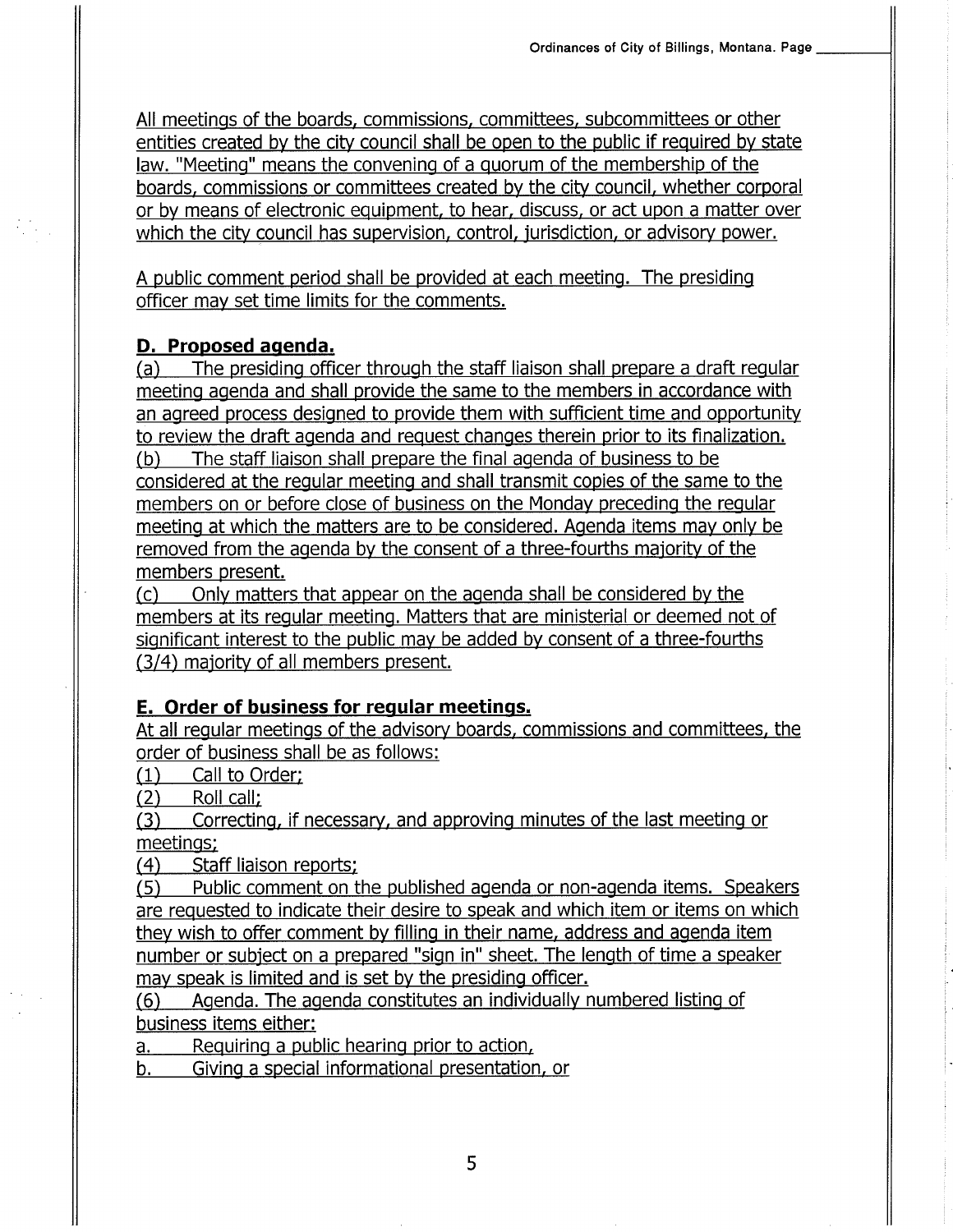All meetings of the boards, commissions, committees, subcommittees or other entities created by the city council shall be open to the public if required by state law. "Meeting" means the convening of a quorum of the membership of the boards, commissions or committees created by the city council, whether corporal or by means of electronic equipment, to hear, discuss, or act upon a matter over which the city council has supervision, control, jurisdiction, or advisory power.

A public comment period shall be provided at each meeting. The presiding officer may set time limits for the comments.

**D. Proposed agenda.**

(a) The presiding officer through the staff liaison shall prepare a draft regular meeting agenda and shall provide the same to the members in accordance with an agreed process designed to provide them with sufficient time and opportunity to review the draft agenda and request changes therein prior to its finalization.

(b) The staff liaison shall prepare the final agenda of business to be considered at the regular meeting and shall transmit copies of the same to the members on or before close of business on the Monday preceding the regular meeting at which the matters are to be considered. Agenda items may only be removed from the agenda by the consent of a three-fourths majority of the members present.

(c) Only matters that appear on the agenda shall be considered by the members at its regular meeting. Matters that are ministerial or deemed not of significant interest to the public may be added by consent of a three-fourths (3/4) majority of all members present.

**E. Order of business for regular meetings.**

At all regular meetings of the advisory boards, commissions and committees, the order of business shall be as follows:

(1) Call to Order;

(2) Roll call;

(3) Correcting, if necessary, and approving minutes of the last meeting or meetings;

(4) Staff liaison reports;

(5) Public comment on the published agenda or non-agenda items. Speakers are requested to indicate their desire to speak and which item or items on which they wish to offer comment by filling in their name, address and agenda item number or subject on a prepared "sign in" sheet. The length of time a speaker may speak is limited and is set by the presiding officer.

(6) Agenda. The agenda constitutes an individually numbered listing of business items either:

a. Requiring a public hearing prior to action,

b. Giving a special informational presentation, or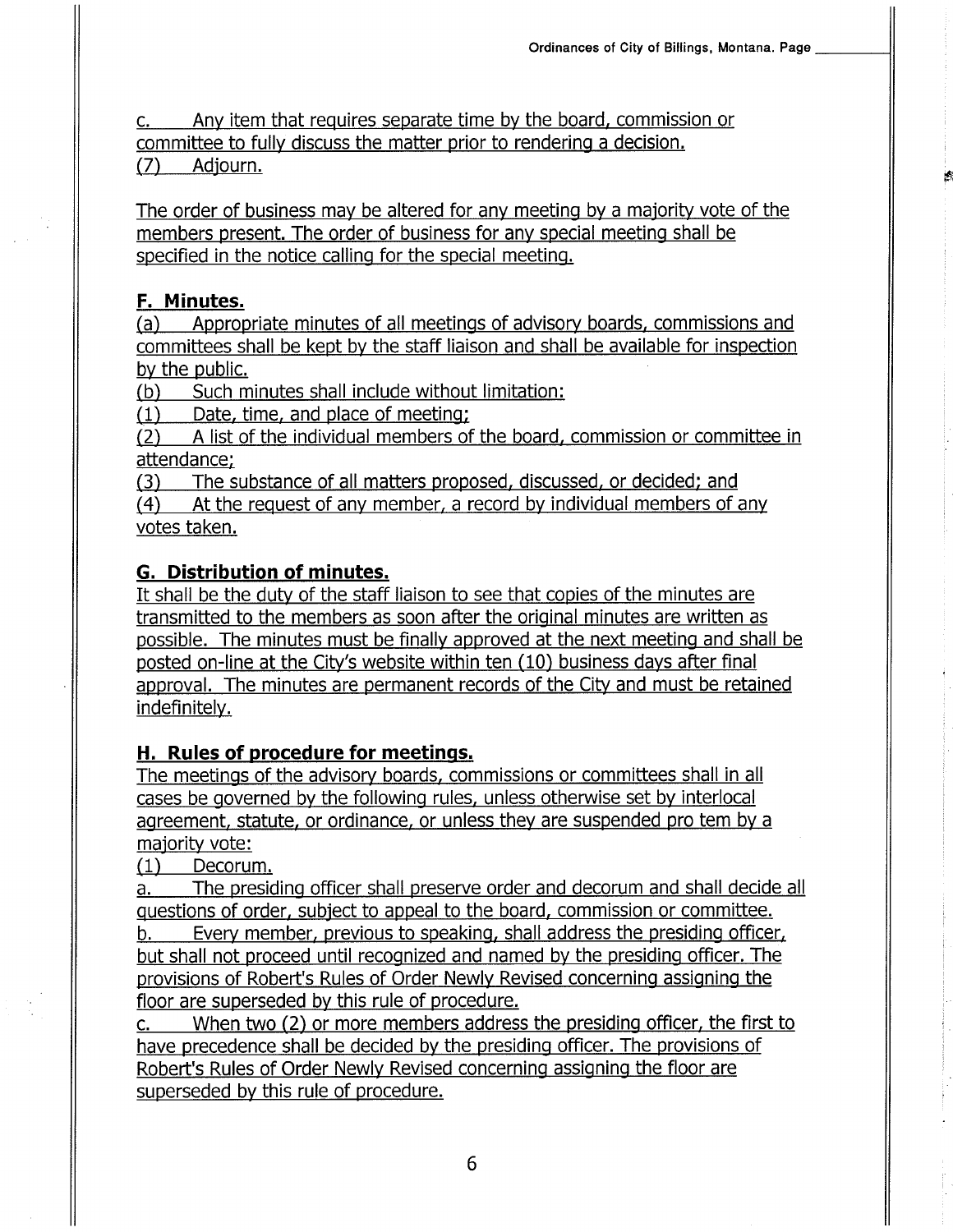c. Any item that requires separate time by the board, commission or committee to fully discuss the matter prior to rendering a decision.
(7) Adjourn.

The order of business may be altered for any meeting by a majority vote of the members present. The order of business for any special meeting shall be specified in the notice calling for the special meeting.

**F. Minutes.**
(a) Appropriate minutes of all meetings of advisory boards, commissions and committees shall be kept by the staff liaison and shall be available for inspection by the public.
(b) Such minutes shall include without limitation:
(1) Date, time, and place of meeting;
(2) A list of the individual members of the board, commission or committee in attendance;
(3) The substance of all matters proposed, discussed, or decided; and
(4) At the request of any member, a record by individual members of any votes taken.

**G. Distribution of minutes.**
It shall be the duty of the staff liaison to see that copies of the minutes are transmitted to the members as soon after the original minutes are written as possible. The minutes must be finally approved at the next meeting and shall be posted on-line at the City's website within ten (10) business days after final approval. The minutes are permanent records of the City and must be retained indefinitely.

**H. Rules of procedure for meetings.**
The meetings of the advisory boards, commissions or committees shall in all cases be governed by the following rules, unless otherwise set by interlocal agreement, statute, or ordinance, or unless they are suspended pro tem by a majority vote:
(1) Decorum.
a. The presiding officer shall preserve order and decorum and shall decide all questions of order, subject to appeal to the board, commission or committee.
b. Every member, previous to speaking, shall address the presiding officer, but shall not proceed until recognized and named by the presiding officer. The provisions of Robert's Rules of Order Newly Revised concerning assigning the floor are superseded by this rule of procedure.
c. When two (2) or more members address the presiding officer, the first to have precedence shall be decided by the presiding officer. The provisions of Robert's Rules of Order Newly Revised concerning assigning the floor are superseded by this rule of procedure.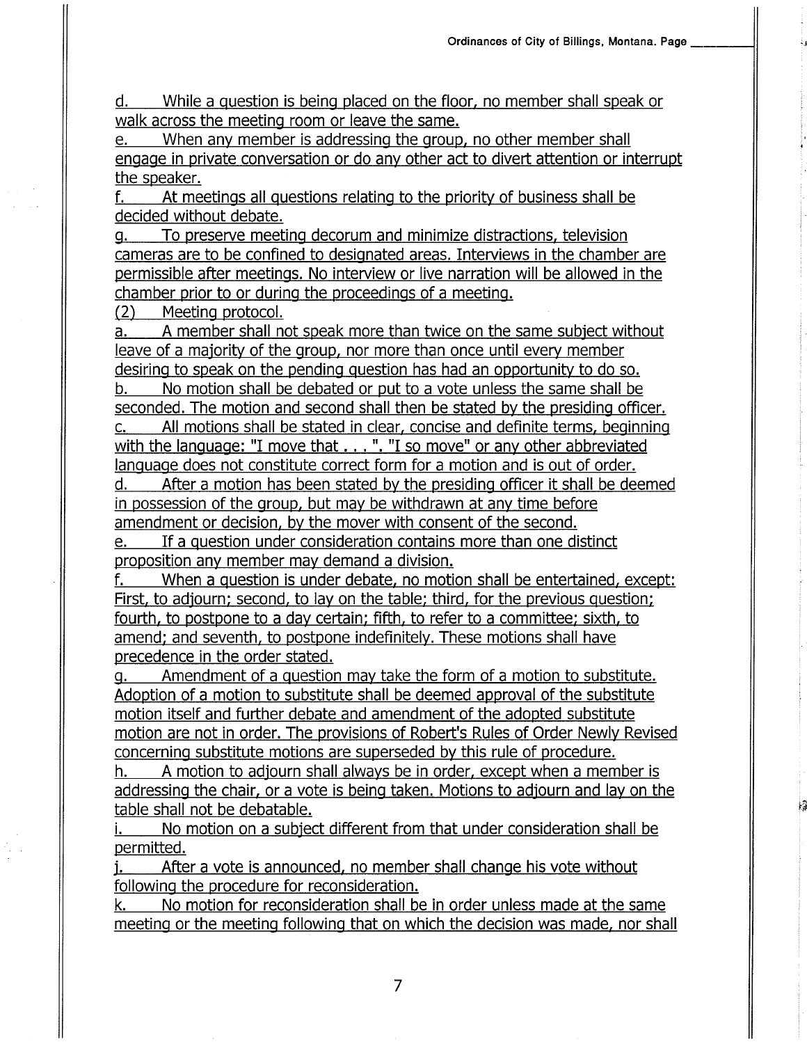d. While a question is being placed on the floor, no member shall speak or walk across the meeting room or leave the same.

e. When any member is addressing the group, no other member shall engage in private conversation or do any other act to divert attention or interrupt the speaker.

f. At meetings all questions relating to the priority of business shall be decided without debate.

g. To preserve meeting decorum and minimize distractions, television cameras are to be confined to designated areas. Interviews in the chamber are permissible after meetings. No interview or live narration will be allowed in the chamber prior to or during the proceedings of a meeting.

(2) Meeting protocol.

a. A member shall not speak more than twice on the same subject without leave of a majority of the group, nor more than once until every member desiring to speak on the pending question has had an opportunity to do so.

b. No motion shall be debated or put to a vote unless the same shall be seconded. The motion and second shall then be stated by the presiding officer.

c. All motions shall be stated in clear, concise and definite terms, beginning with the language: "I move that . . . ". "I so move" or any other abbreviated language does not constitute correct form for a motion and is out of order.

d. After a motion has been stated by the presiding officer it shall be deemed in possession of the group, but may be withdrawn at any time before amendment or decision, by the mover with consent of the second.

e. If a question under consideration contains more than one distinct proposition any member may demand a division.

f. When a question is under debate, no motion shall be entertained, except: First, to adjourn; second, to lay on the table; third, for the previous question; fourth, to postpone to a day certain; fifth, to refer to a committee; sixth, to amend; and seventh, to postpone indefinitely. These motions shall have precedence in the order stated.

g. Amendment of a question may take the form of a motion to substitute. Adoption of a motion to substitute shall be deemed approval of the substitute motion itself and further debate and amendment of the adopted substitute motion are not in order. The provisions of Robert's Rules of Order Newly Revised concerning substitute motions are superseded by this rule of procedure.

h. A motion to adjourn shall always be in order, except when a member is addressing the chair, or a vote is being taken. Motions to adjourn and lay on the table shall not be debatable.

i. No motion on a subject different from that under consideration shall be permitted.

j. After a vote is announced, no member shall change his vote without following the procedure for reconsideration.

k. No motion for reconsideration shall be in order unless made at the same meeting or the meeting following that on which the decision was made, nor shall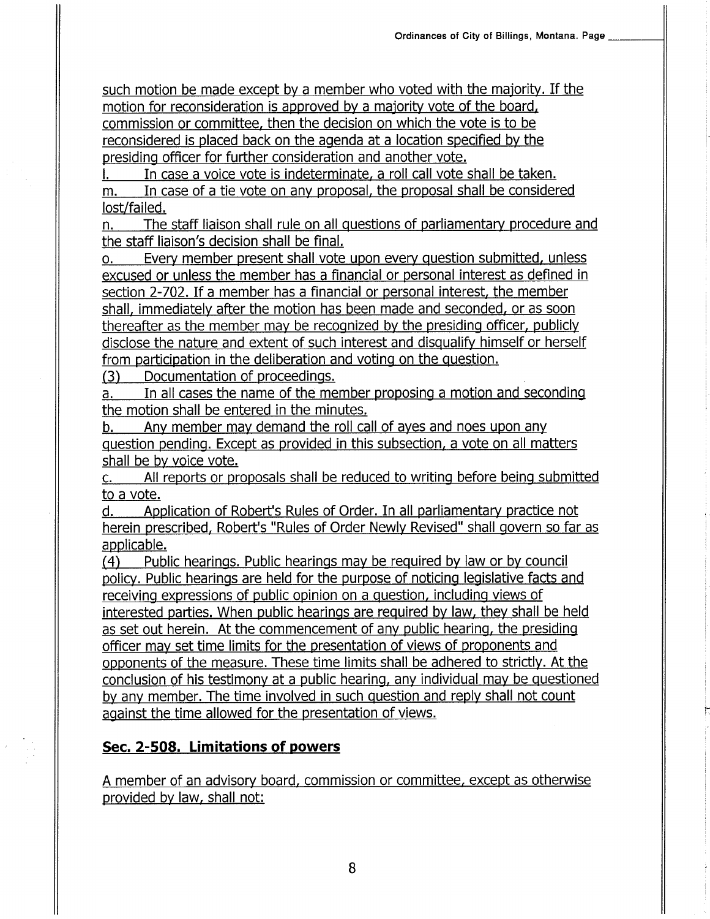such motion be made except by a member who voted with the majority. If the motion for reconsideration is approved by a majority vote of the board, commission or committee, then the decision on which the vote is to be reconsidered is placed back on the agenda at a location specified by the presiding officer for further consideration and another vote.

l. In case a voice vote is indeterminate, a roll call vote shall be taken.

m. In case of a tie vote on any proposal, the proposal shall be considered lost/failed.

n. The staff liaison shall rule on all questions of parliamentary procedure and the staff liaison's decision shall be final.

o. Every member present shall vote upon every question submitted, unless excused or unless the member has a financial or personal interest as defined in section 2-702. If a member has a financial or personal interest, the member shall, immediately after the motion has been made and seconded, or as soon thereafter as the member may be recognized by the presiding officer, publicly disclose the nature and extent of such interest and disqualify himself or herself from participation in the deliberation and voting on the question.

(3) Documentation of proceedings.

a. In all cases the name of the member proposing a motion and seconding the motion shall be entered in the minutes.

b. Any member may demand the roll call of ayes and noes upon any question pending. Except as provided in this subsection, a vote on all matters shall be by voice vote.

c. All reports or proposals shall be reduced to writing before being submitted to a vote.

d. Application of Robert's Rules of Order. In all parliamentary practice not herein prescribed, Robert's "Rules of Order Newly Revised" shall govern so far as applicable.

(4) Public hearings. Public hearings may be required by law or by council policy. Public hearings are held for the purpose of noticing legislative facts and receiving expressions of public opinion on a question, including views of interested parties. When public hearings are required by law, they shall be held as set out herein. At the commencement of any public hearing, the presiding officer may set time limits for the presentation of views of proponents and opponents of the measure. These time limits shall be adhered to strictly. At the conclusion of his testimony at a public hearing, any individual may be questioned by any member. The time involved in such question and reply shall not count against the time allowed for the presentation of views.

## Sec. 2-508. Limitations of powers

A member of an advisory board, commission or committee, except as otherwise provided by law, shall not: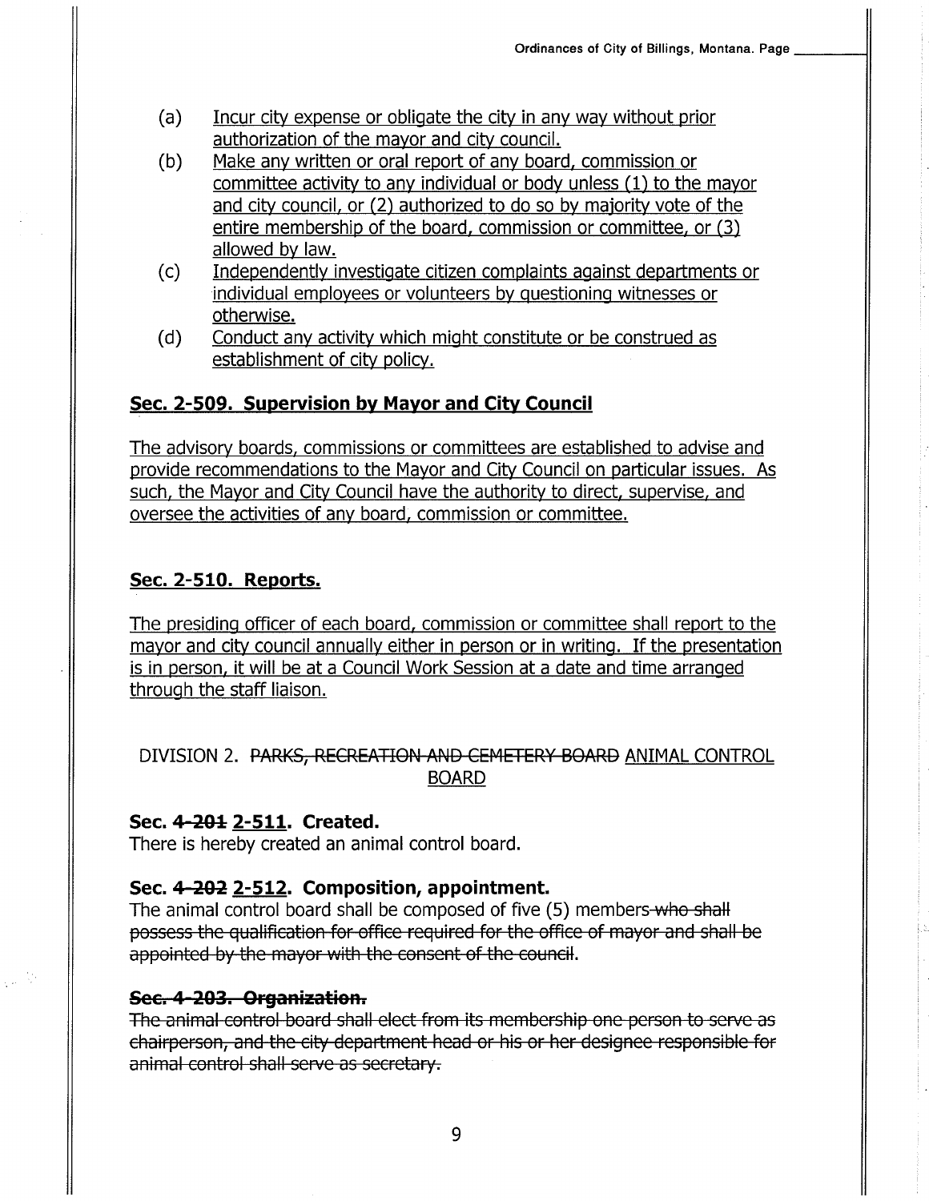(a) <u>Incur city expense or obligate the city in any way without prior authorization of the mayor and city council.</u>

(b) <u>Make any written or oral report of any board, commission or committee activity to any individual or body unless (1) to the mayor and city council, or (2) authorized to do so by majority vote of the entire membership of the board, commission or committee, or (3) allowed by law.</u>

(c) <u>Independently investigate citizen complaints against departments or individual employees or volunteers by questioning witnesses or otherwise.</u>

(d) <u>Conduct any activity which might constitute or be construed as establishment of city policy.</u>

**<u>Sec. 2-509. Supervision by Mayor and City Council</u>**

<u>The advisory boards, commissions or committees are established to advise and provide recommendations to the Mayor and City Council on particular issues. As such, the Mayor and City Council have the authority to direct, supervise, and oversee the activities of any board, commission or committee.</u>

**<u>Sec. 2-510. Reports.</u>**

<u>The presiding officer of each board, commission or committee shall report to the mayor and city council annually either in person or in writing. If the presentation is in person, it will be at a Council Work Session at a date and time arranged through the staff liaison.</u>

DIVISION 2. ~~PARKS, RECREATION AND CEMETERY BOARD~~ <u>ANIMAL CONTROL BOARD</u>

**Sec. ~~4-201~~ <u>2-511</u>. Created.**
There is hereby created an animal control board.

**Sec. ~~4-202~~ <u>2-512</u>. Composition, appointment.**
The animal control board shall be composed of five (5) members~~ who shall possess the qualification for office required for the office of mayor and shall be appointed by the mayor with the consent of the council~~.

~~**Sec. 4-203. Organization.**~~
~~The animal control board shall elect from its membership one person to serve as chairperson, and the city department head or his or her designee responsible for animal control shall serve as secretary.~~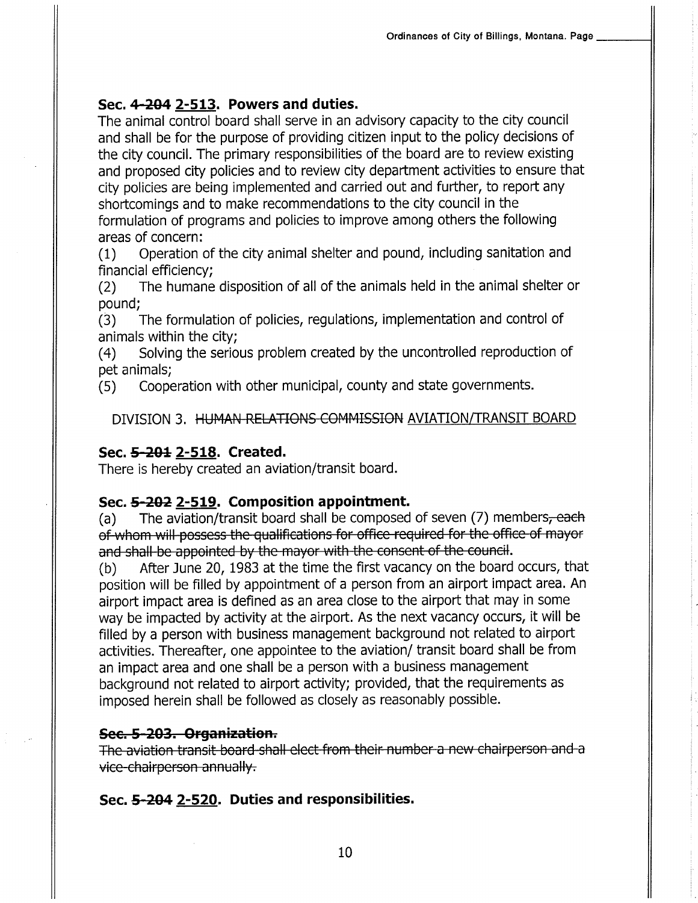### Sec. ~~4-204~~ 2-513. Powers and duties.

The animal control board shall serve in an advisory capacity to the city council and shall be for the purpose of providing citizen input to the policy decisions of the city council. The primary responsibilities of the board are to review existing and proposed city policies and to review city department activities to ensure that city policies are being implemented and carried out and further, to report any shortcomings and to make recommendations to the city council in the formulation of programs and policies to improve among others the following areas of concern:

(1) Operation of the city animal shelter and pound, including sanitation and financial efficiency;

(2) The humane disposition of all of the animals held in the animal shelter or pound;

(3) The formulation of policies, regulations, implementation and control of animals within the city;

(4) Solving the serious problem created by the uncontrolled reproduction of pet animals;

(5) Cooperation with other municipal, county and state governments.

DIVISION 3. ~~HUMAN RELATIONS COMMISSION~~ AVIATION/TRANSIT BOARD

### Sec. ~~5-201~~ 2-518. Created.

There is hereby created an aviation/transit board.

### Sec. ~~5-202~~ 2-519. Composition appointment.

(a) The aviation/transit board shall be composed of seven (7) members~~, each of whom will possess the qualifications for office required for the office of mayor and shall be appointed by the mayor with the consent of the council~~.

(b) After June 20, 1983 at the time the first vacancy on the board occurs, that position will be filled by appointment of a person from an airport impact area. An airport impact area is defined as an area close to the airport that may in some way be impacted by activity at the airport. As the next vacancy occurs, it will be filled by a person with business management background not related to airport activities. Thereafter, one appointee to the aviation/ transit board shall be from an impact area and one shall be a person with a business management background not related to airport activity; provided, that the requirements as imposed herein shall be followed as closely as reasonably possible.

### ~~Sec. 5-203. Organization.~~

~~The aviation transit board shall elect from their number a new chairperson and a vice-chairperson annually.~~

### Sec. ~~5-204~~ 2-520. Duties and responsibilities.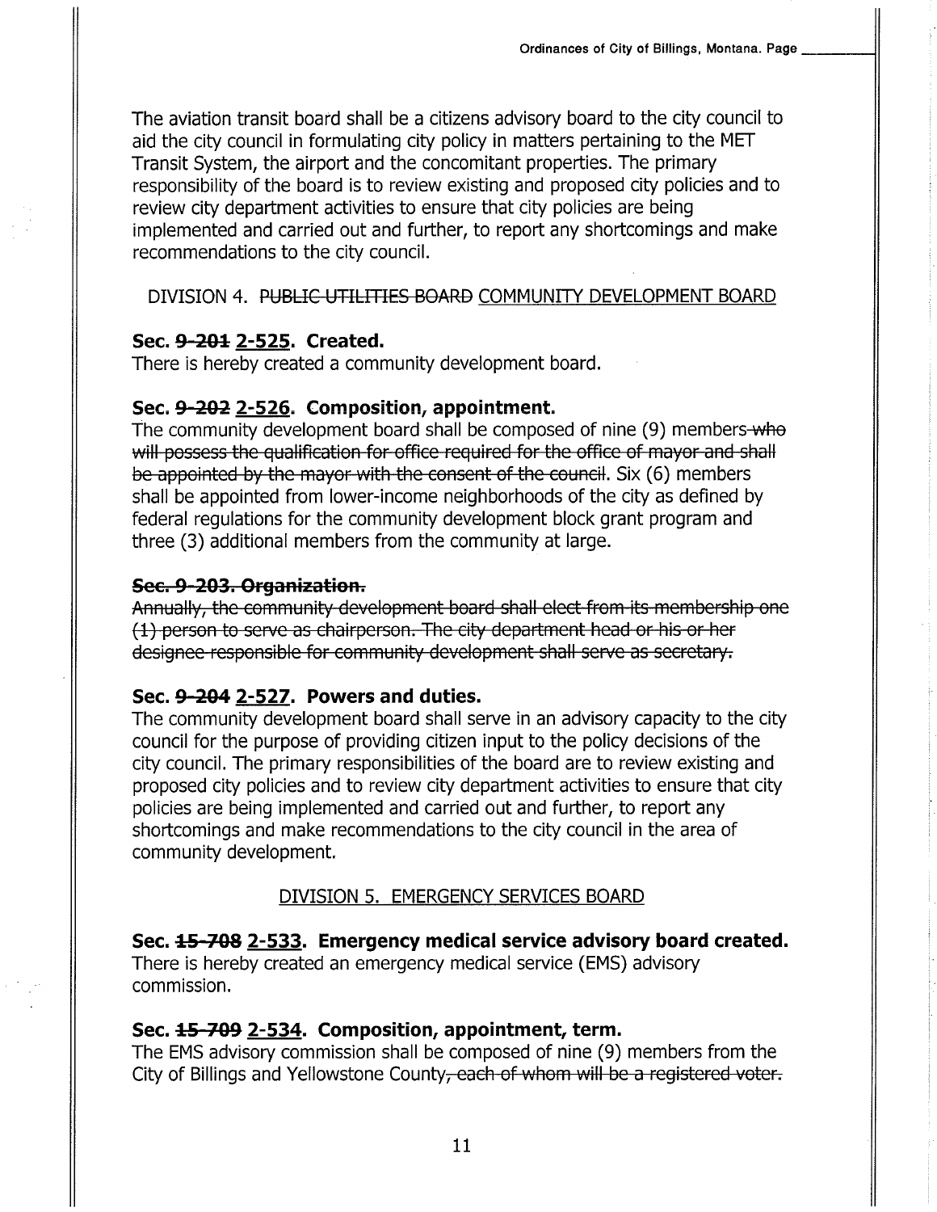The aviation transit board shall be a citizens advisory board to the city council to aid the city council in formulating city policy in matters pertaining to the MET Transit System, the airport and the concomitant properties. The primary responsibility of the board is to review existing and proposed city policies and to review city department activities to ensure that city policies are being implemented and carried out and further, to report any shortcomings and make recommendations to the city council.

DIVISION 4. ~~PUBLIC UTILITIES BOARD~~ <u>COMMUNITY DEVELOPMENT BOARD</u>

**Sec. ~~9-201~~ <u>2-525</u>. Created.**
There is hereby created a community development board.

**Sec. ~~9-202~~ <u>2-526</u>. Composition, appointment.**
The community development board shall be composed of nine (9) members~~ who will possess the qualification for office required for the office of mayor and shall be appointed by the mayor with the consent of the council~~. Six (6) members shall be appointed from lower-income neighborhoods of the city as defined by federal regulations for the community development block grant program and three (3) additional members from the community at large.

~~**Sec. 9-203. Organization.**~~
~~Annually, the community development board shall elect from its membership one (1) person to serve as chairperson. The city department head or his or her designee responsible for community development shall serve as secretary.~~

**Sec. ~~9-204~~ <u>2-527</u>. Powers and duties.**
The community development board shall serve in an advisory capacity to the city council for the purpose of providing citizen input to the policy decisions of the city council. The primary responsibilities of the board are to review existing and proposed city policies and to review city department activities to ensure that city policies are being implemented and carried out and further, to report any shortcomings and make recommendations to the city council in the area of community development.

<u>DIVISION 5. EMERGENCY SERVICES BOARD</u>

**Sec. ~~15-708~~ <u>2-533</u>. Emergency medical service advisory board created.**
There is hereby created an emergency medical service (EMS) advisory commission.

**Sec. ~~15-709~~ <u>2-534</u>. Composition, appointment, term.**
The EMS advisory commission shall be composed of nine (9) members from the City of Billings and Yellowstone County~~, each of whom will be a registered voter.~~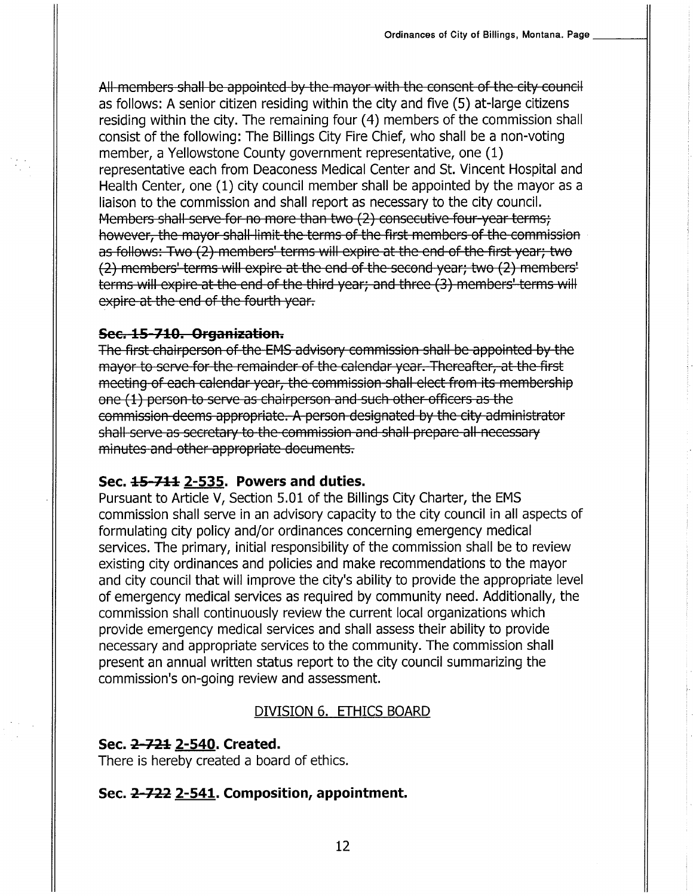~~All members shall be appointed by the mayor with the consent of the city council~~ as follows: A senior citizen residing within the city and five (5) at-large citizens residing within the city. The remaining four (4) members of the commission shall consist of the following: The Billings City Fire Chief, who shall be a non-voting member, a Yellowstone County government representative, one (1) representative each from Deaconess Medical Center and St. Vincent Hospital and Health Center, one (1) city council member shall be appointed by the mayor as a liaison to the commission and shall report as necessary to the city council. ~~Members shall serve for no more than two (2) consecutive four-year terms; however, the mayor shall limit the terms of the first members of the commission as follows: Two (2) members' terms will expire at the end of the first year; two (2) members' terms will expire at the end of the second year; two (2) members' terms will expire at the end of the third year; and three (3) members' terms will expire at the end of the fourth year.~~

### ~~Sec. 15-710. Organization.~~

~~The first chairperson of the EMS advisory commission shall be appointed by the mayor to serve for the remainder of the calendar year. Thereafter, at the first meeting of each calendar year, the commission shall elect from its membership one (1) person to serve as chairperson and such other officers as the commission deems appropriate. A person designated by the city administrator shall serve as secretary to the commission and shall prepare all necessary minutes and other appropriate documents.~~

### Sec. ~~15-711~~ <u>2-535</u>. Powers and duties.

Pursuant to Article V, Section 5.01 of the Billings City Charter, the EMS commission shall serve in an advisory capacity to the city council in all aspects of formulating city policy and/or ordinances concerning emergency medical services. The primary, initial responsibility of the commission shall be to review existing city ordinances and policies and make recommendations to the mayor and city council that will improve the city's ability to provide the appropriate level of emergency medical services as required by community need. Additionally, the commission shall continuously review the current local organizations which provide emergency medical services and shall assess their ability to provide necessary and appropriate services to the community. The commission shall present an annual written status report to the city council summarizing the commission's on-going review and assessment.

## <u>DIVISION 6. ETHICS BOARD</u>

### Sec. ~~2-721~~ <u>2-540</u>. Created.

There is hereby created a board of ethics.

### Sec. ~~2-722~~ <u>2-541</u>. Composition, appointment.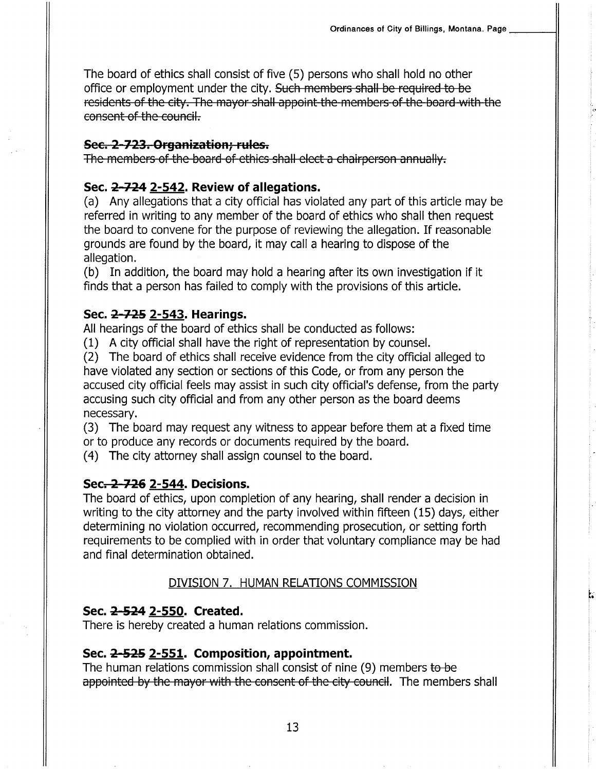The board of ethics shall consist of five (5) persons who shall hold no other office or employment under the city. ~~Such members shall be required to be residents of the city. The mayor shall appoint the members of the board with the consent of the council.~~

### ~~Sec. 2-723. Organization; rules.~~

~~The members of the board of ethics shall elect a chairperson annually.~~

### Sec. ~~2-724~~ 2-542. Review of allegations.

(a) Any allegations that a city official has violated any part of this article may be referred in writing to any member of the board of ethics who shall then request the board to convene for the purpose of reviewing the allegation. If reasonable grounds are found by the board, it may call a hearing to dispose of the allegation.

(b) In addition, the board may hold a hearing after its own investigation if it finds that a person has failed to comply with the provisions of this article.

### Sec. ~~2-725~~ 2-543. Hearings.

All hearings of the board of ethics shall be conducted as follows:

(1) A city official shall have the right of representation by counsel.

(2) The board of ethics shall receive evidence from the city official alleged to have violated any section or sections of this Code, or from any person the accused city official feels may assist in such city official's defense, from the party accusing such city official and from any other person as the board deems necessary.

(3) The board may request any witness to appear before them at a fixed time or to produce any records or documents required by the board.

(4) The city attorney shall assign counsel to the board.

### Sec~~. 2-726~~ 2-544. Decisions.

The board of ethics, upon completion of any hearing, shall render a decision in writing to the city attorney and the party involved within fifteen (15) days, either determining no violation occurred, recommending prosecution, or setting forth requirements to be complied with in order that voluntary compliance may be had and final determination obtained.

## DIVISION 7. HUMAN RELATIONS COMMISSION

### Sec. ~~2-524~~ 2-550. Created.

There is hereby created a human relations commission.

### Sec. ~~2-525~~ 2-551. Composition, appointment.

The human relations commission shall consist of nine (9) members ~~to be appointed by the mayor with the consent of the city council~~. The members shall